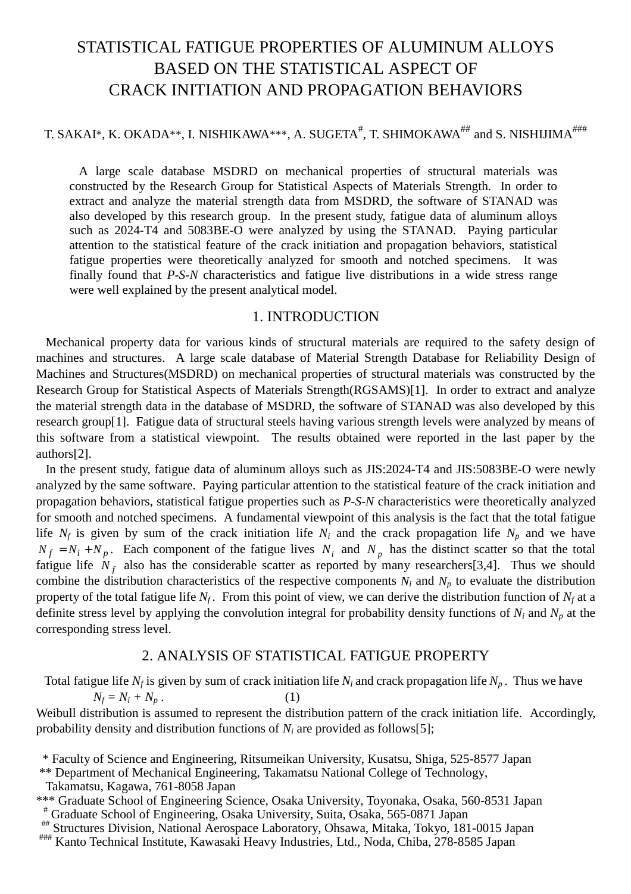# STATISTICAL FATIGUE PROPERTIES OF ALUMINUM ALLOYS BASED ON THE STATISTICAL ASPECT OF CRACK INITIATION AND PROPAGATION BEHAVIORS

T. SAKAI*, K. OKADA**, I. NISHIKAWA***, A. SUGETA#, T. SHIMOKAWA## and S. NISHIJIMA###

A large scale database MSDRD on mechanical properties of structural materials was constructed by the Research Group for Statistical Aspects of Materials Strength. In order to extract and analyze the material strength data from MSDRD, the software of STANAD was also developed by this research group. In the present study, fatigue data of aluminum alloys such as 2024-T4 and 5083BE-O were analyzed by using the STANAD. Paying particular attention to the statistical feature of the crack initiation and propagation behaviors, statistical fatigue properties were theoretically analyzed for smooth and notched specimens. It was finally found that *P-S-N* characteristics and fatigue live distributions in a wide stress range were well explained by the present analytical model.

## 1. INTRODUCTION

Mechanical property data for various kinds of structural materials are required to the safety design of machines and structures. A large scale database of Material Strength Database for Reliability Design of Machines and Structures(MSDRD) on mechanical properties of structural materials was constructed by the Research Group for Statistical Aspects of Materials Strength(RGSAMS)[1]. In order to extract and analyze the material strength data in the database of MSDRD, the software of STANAD was also developed by this research group[1]. Fatigue data of structural steels having various strength levels were analyzed by means of this software from a statistical viewpoint. The results obtained were reported in the last paper by the authors[2].

In the present study, fatigue data of aluminum alloys such as JIS:2024-T4 and JIS:5083BE-O were newly analyzed by the same software. Paying particular attention to the statistical feature of the crack initiation and propagation behaviors, statistical fatigue properties such as *P-S-N* characteristics were theoretically analyzed for smooth and notched specimens. A fundamental viewpoint of this analysis is the fact that the total fatigue life $N_f$ is given by sum of the crack initiation life $N_i$ and the crack propagation life $N_p$ and we have $N_f = N_i + N_p$. Each component of the fatigue lives $N_i$ and $N_p$ has the distinct scatter so that the total fatigue life $N_f$ also has the considerable scatter as reported by many researchers[3,4]. Thus we should combine the distribution characteristics of the respective components $N_i$ and $N_p$ to evaluate the distribution property of the total fatigue life $N_f$. From this point of view, we can derive the distribution function of $N_f$ at a definite stress level by applying the convolution integral for probability density functions of $N_i$ and $N_p$ at the corresponding stress level.

## 2. ANALYSIS OF STATISTICAL FATIGUE PROPERTY

Total fatigue life $N_f$ is given by sum of crack initiation life $N_i$ and crack propagation life $N_p$. Thus we have

$$N_f = N_i + N_p \,. \tag{1}$$

Weibull distribution is assumed to represent the distribution pattern of the crack initiation life. Accordingly, probability density and distribution functions of $N_i$ are provided as follows[5];

\* Faculty of Science and Engineering, Ritsumeikan University, Kusatsu, Shiga, 525-8577 Japan
\*\* Department of Mechanical Engineering, Takamatsu National College of Technology, Takamatsu, Kagawa, 761-8058 Japan
\*\*\* Graduate School of Engineering Science, Osaka University, Toyonaka, Osaka, 560-8531 Japan
# Graduate School of Engineering, Osaka University, Suita, Osaka, 565-0871 Japan
## Structures Division, National Aerospace Laboratory, Ohsawa, Mitaka, Tokyo, 181-0015 Japan
### Kanto Technical Institute, Kawasaki Heavy Industries, Ltd., Noda, Chiba, 278-8585 Japan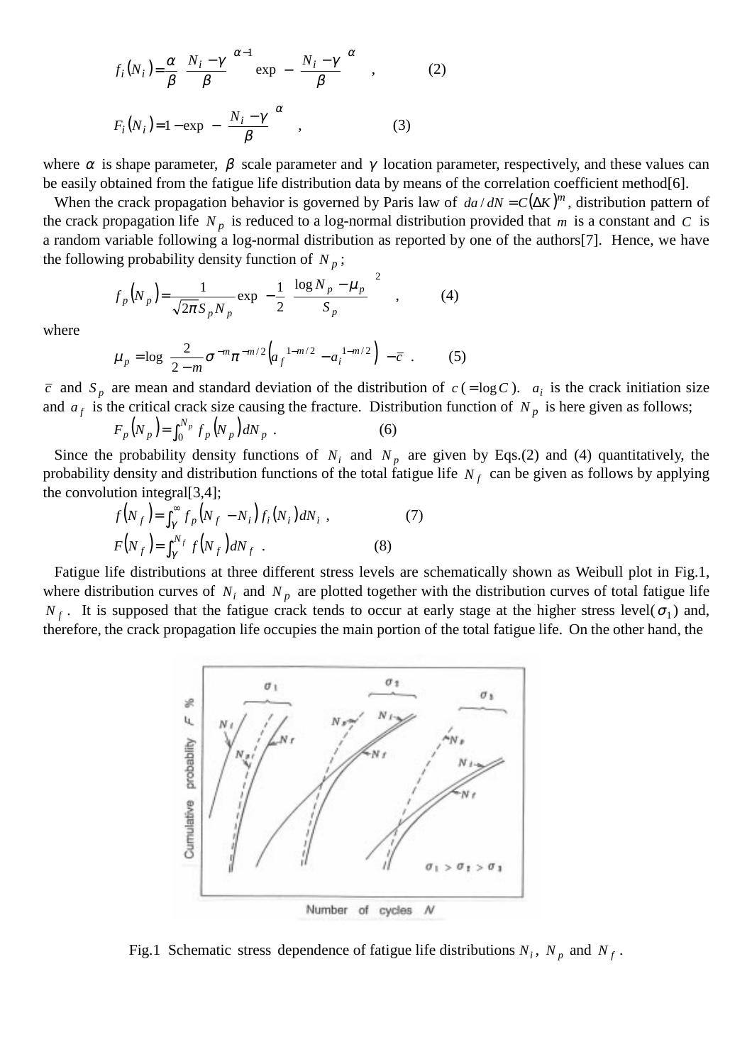$$f_i(N_i) = \frac{\alpha}{\beta}\left(\frac{N_i - \gamma}{\beta}\right)^{\alpha-1} \exp\left\{-\left(\frac{N_i - \gamma}{\beta}\right)^{\alpha}\right\}, \qquad (2)$$

$$F_i(N_i) = 1 - \exp\left\{-\left(\frac{N_i - \gamma}{\beta}\right)^{\alpha}\right\}, \qquad (3)$$

where $\alpha$ is shape parameter, $\beta$ scale parameter and $\gamma$ location parameter, respectively, and these values can be easily obtained from the fatigue life distribution data by means of the correlation coefficient method[6].

When the crack propagation behavior is governed by Paris law of $da/dN = C(\Delta K)^m$, distribution pattern of the crack propagation life $N_p$ is reduced to a log-normal distribution provided that $m$ is a constant and $C$ is a random variable following a log-normal distribution as reported by one of the authors[7]. Hence, we have the following probability density function of $N_p$;

$$f_p(N_p) = \frac{1}{\sqrt{2\pi}S_p N_p} \exp\left\{-\frac{1}{2}\left(\frac{\log N_p - \mu_p}{S_p}\right)^2\right\}, \qquad (4)$$

where

$$\mu_p = \log\left\{\frac{2}{2-m}\sigma^{-m}\pi^{-m/2}\left(a_f^{\,1-m/2} - a_i^{\,1-m/2}\right)\right\} - \bar{c}\ . \qquad (5)$$

$\bar{c}$ and $S_p$ are mean and standard deviation of the distribution of $c$ ($= \log C$). $a_i$ is the crack initiation size and $a_f$ is the critical crack size causing the fracture. Distribution function of $N_p$ is here given as follows;

$$F_p(N_p) = \int_0^{N_p} f_p(N_p)\, dN_p\ . \qquad (6)$$

Since the probability density functions of $N_i$ and $N_p$ are given by Eqs.(2) and (4) quantitatively, the probability density and distribution functions of the total fatigue life $N_f$ can be given as follows by applying the convolution integral[3,4];

$$f(N_f) = \int_{\gamma}^{\infty} f_p(N_f - N_i) f_i(N_i)\, dN_i\ , \qquad (7)$$

$$F(N_f) = \int_{\gamma}^{N_f} f(N_f)\, dN_f\ . \qquad (8)$$

Fatigue life distributions at three different stress levels are schematically shown as Weibull plot in Fig.1, where distribution curves of $N_i$ and $N_p$ are plotted together with the distribution curves of total fatigue life $N_f$. It is supposed that the fatigue crack tends to occur at early stage at the higher stress level($\sigma_1$) and, therefore, the crack propagation life occupies the main portion of the total fatigue life. On the other hand, the

Fig.1 Schematic stress dependence of fatigue life distributions $N_i$, $N_p$ and $N_f$.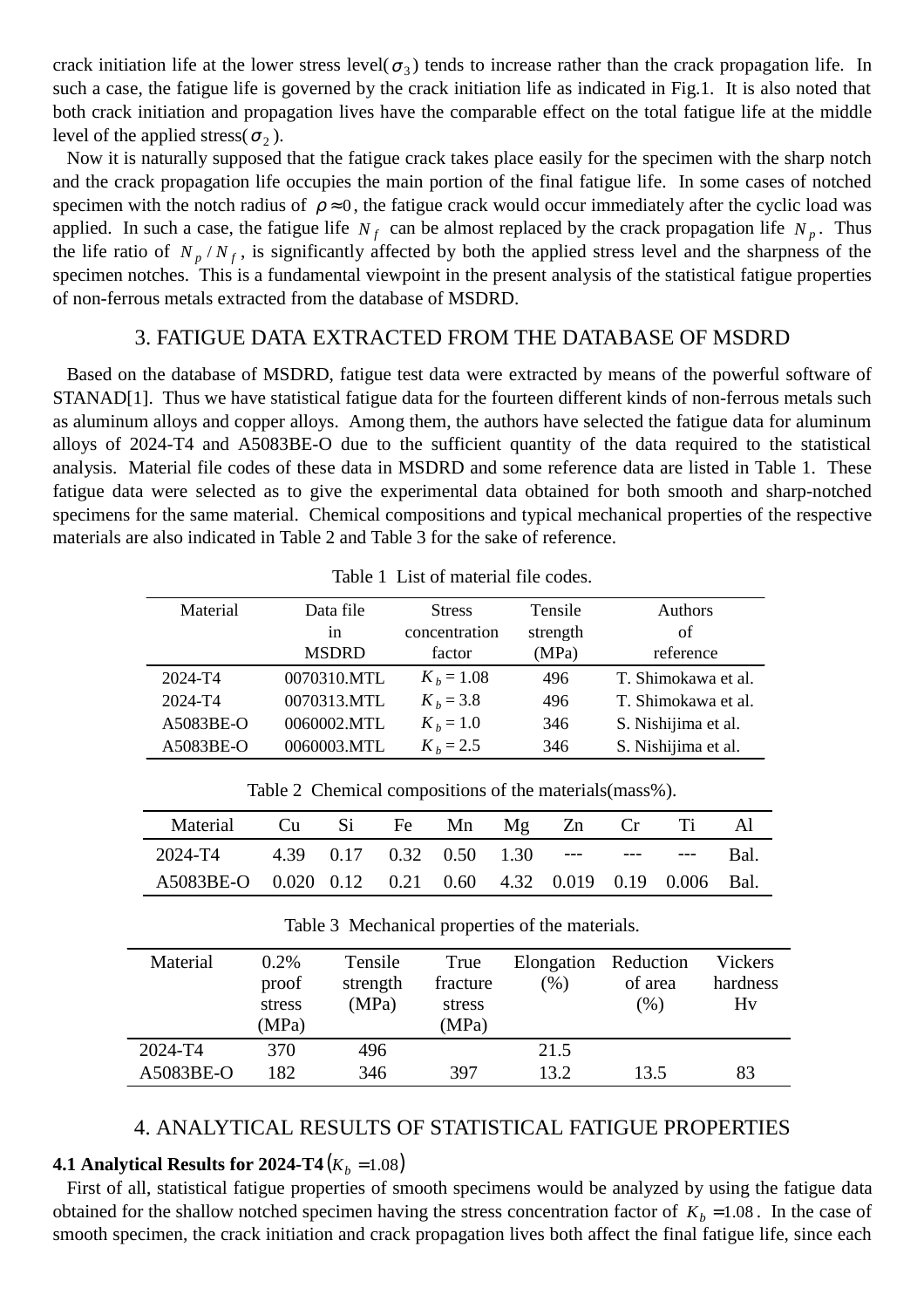crack initiation life at the lower stress level($\sigma_3$) tends to increase rather than the crack propagation life. In such a case, the fatigue life is governed by the crack initiation life as indicated in Fig.1. It is also noted that both crack initiation and propagation lives have the comparable effect on the total fatigue life at the middle level of the applied stress($\sigma_2$).

Now it is naturally supposed that the fatigue crack takes place easily for the specimen with the sharp notch and the crack propagation life occupies the main portion of the final fatigue life. In some cases of notched specimen with the notch radius of $\rho \approx 0$, the fatigue crack would occur immediately after the cyclic load was applied. In such a case, the fatigue life $N_f$ can be almost replaced by the crack propagation life $N_p$. Thus the life ratio of $N_p / N_f$, is significantly affected by both the applied stress level and the sharpness of the specimen notches. This is a fundamental viewpoint in the present analysis of the statistical fatigue properties of non-ferrous metals extracted from the database of MSDRD.

## 3. FATIGUE DATA EXTRACTED FROM THE DATABASE OF MSDRD

Based on the database of MSDRD, fatigue test data were extracted by means of the powerful software of STANAD[1]. Thus we have statistical fatigue data for the fourteen different kinds of non-ferrous metals such as aluminum alloys and copper alloys. Among them, the authors have selected the fatigue data for aluminum alloys of 2024-T4 and A5083BE-O due to the sufficient quantity of the data required to the statistical analysis. Material file codes of these data in MSDRD and some reference data are listed in Table 1. These fatigue data were selected as to give the experimental data obtained for both smooth and sharp-notched specimens for the same material. Chemical compositions and typical mechanical properties of the respective materials are also indicated in Table 2 and Table 3 for the sake of reference.

Table 1 List of material file codes.

| Material | Data file in MSDRD | Stress concentration factor | Tensile strength (MPa) | Authors of reference |
|---|---|---|---|---|
| 2024-T4 | 0070310.MTL | $K_b = 1.08$ | 496 | T. Shimokawa et al. |
| 2024-T4 | 0070313.MTL | $K_b = 3.8$ | 496 | T. Shimokawa et al. |
| A5083BE-O | 0060002.MTL | $K_b = 1.0$ | 346 | S. Nishijima et al. |
| A5083BE-O | 0060003.MTL | $K_b = 2.5$ | 346 | S. Nishijima et al. |

Table 2 Chemical compositions of the materials(mass%).

| Material | Cu | Si | Fe | Mn | Mg | Zn | Cr | Ti | Al |
|---|---|---|---|---|---|---|---|---|---|
| 2024-T4 | 4.39 | 0.17 | 0.32 | 0.50 | 1.30 | --- | --- | --- | Bal. |
| A5083BE-O | 0.020 | 0.12 | 0.21 | 0.60 | 4.32 | 0.019 | 0.19 | 0.006 | Bal. |

Table 3 Mechanical properties of the materials.

| Material | 0.2% proof stress (MPa) | Tensile strength (MPa) | True fracture stress (MPa) | Elongation (%) | Reduction of area (%) | Vickers hardness Hv |
|---|---|---|---|---|---|---|
| 2024-T4 | 370 | 496 | | 21.5 | | |
| A5083BE-O | 182 | 346 | 397 | 13.2 | 13.5 | 83 |

## 4. ANALYTICAL RESULTS OF STATISTICAL FATIGUE PROPERTIES

### 4.1 Analytical Results for 2024-T4 $(K_b = 1.08)$

First of all, statistical fatigue properties of smooth specimens would be analyzed by using the fatigue data obtained for the shallow notched specimen having the stress concentration factor of $K_b = 1.08$. In the case of smooth specimen, the crack initiation and crack propagation lives both affect the final fatigue life, since each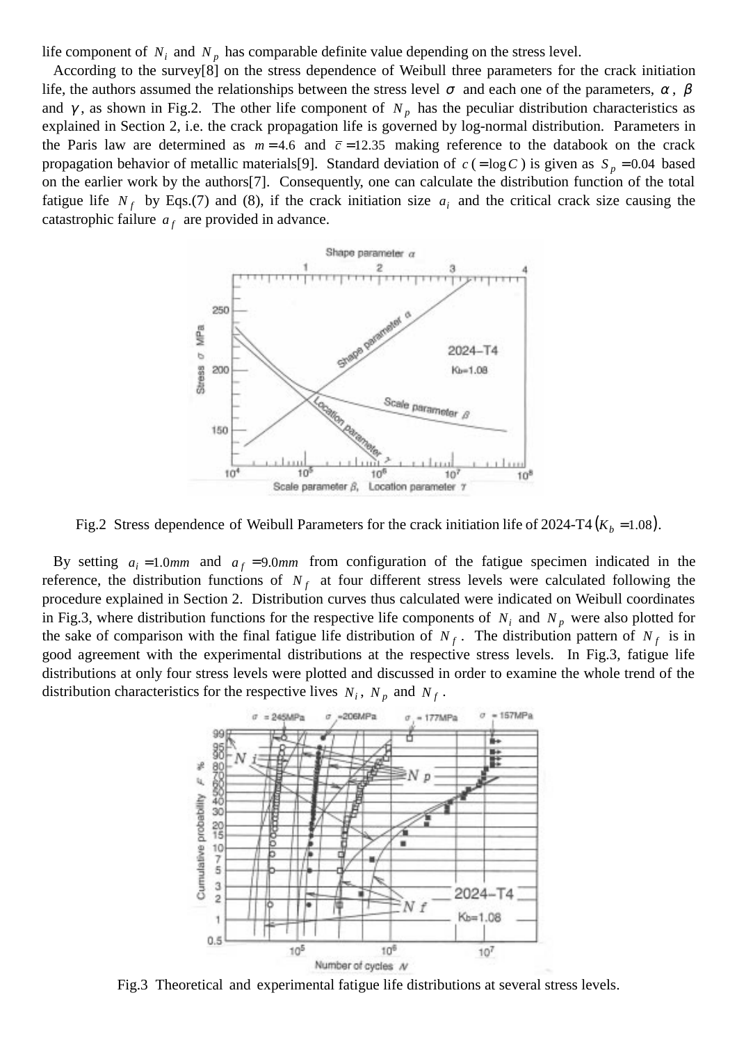life component of $N_i$ and $N_p$ has comparable definite value depending on the stress level.

According to the survey[8] on the stress dependence of Weibull three parameters for the crack initiation life, the authors assumed the relationships between the stress level $\sigma$ and each one of the parameters, $\alpha$, $\beta$ and $\gamma$, as shown in Fig.2. The other life component of $N_p$ has the peculiar distribution characteristics as explained in Section 2, i.e. the crack propagation life is governed by log-normal distribution. Parameters in the Paris law are determined as $m = 4.6$ and $\bar{c} = 12.35$ making reference to the databook on the crack propagation behavior of metallic materials[9]. Standard deviation of $c\ (= \log C)$ is given as $S_p = 0.04$ based on the earlier work by the authors[7]. Consequently, one can calculate the distribution function of the total fatigue life $N_f$ by Eqs.(7) and (8), if the crack initiation size $a_i$ and the critical crack size causing the catastrophic failure $a_f$ are provided in advance.

Fig.2 Stress dependence of Weibull Parameters for the crack initiation life of 2024-T4 $(K_b = 1.08)$.

By setting $a_i = 1.0mm$ and $a_f = 9.0mm$ from configuration of the fatigue specimen indicated in the reference, the distribution functions of $N_f$ at four different stress levels were calculated following the procedure explained in Section 2. Distribution curves thus calculated were indicated on Weibull coordinates in Fig.3, where distribution functions for the respective life components of $N_i$ and $N_p$ were also plotted for the sake of comparison with the final fatigue life distribution of $N_f$. The distribution pattern of $N_f$ is in good agreement with the experimental distributions at the respective stress levels. In Fig.3, fatigue life distributions at only four stress levels were plotted and discussed in order to examine the whole trend of the distribution characteristics for the respective lives $N_i$, $N_p$ and $N_f$.

Fig.3 Theoretical and experimental fatigue life distributions at several stress levels.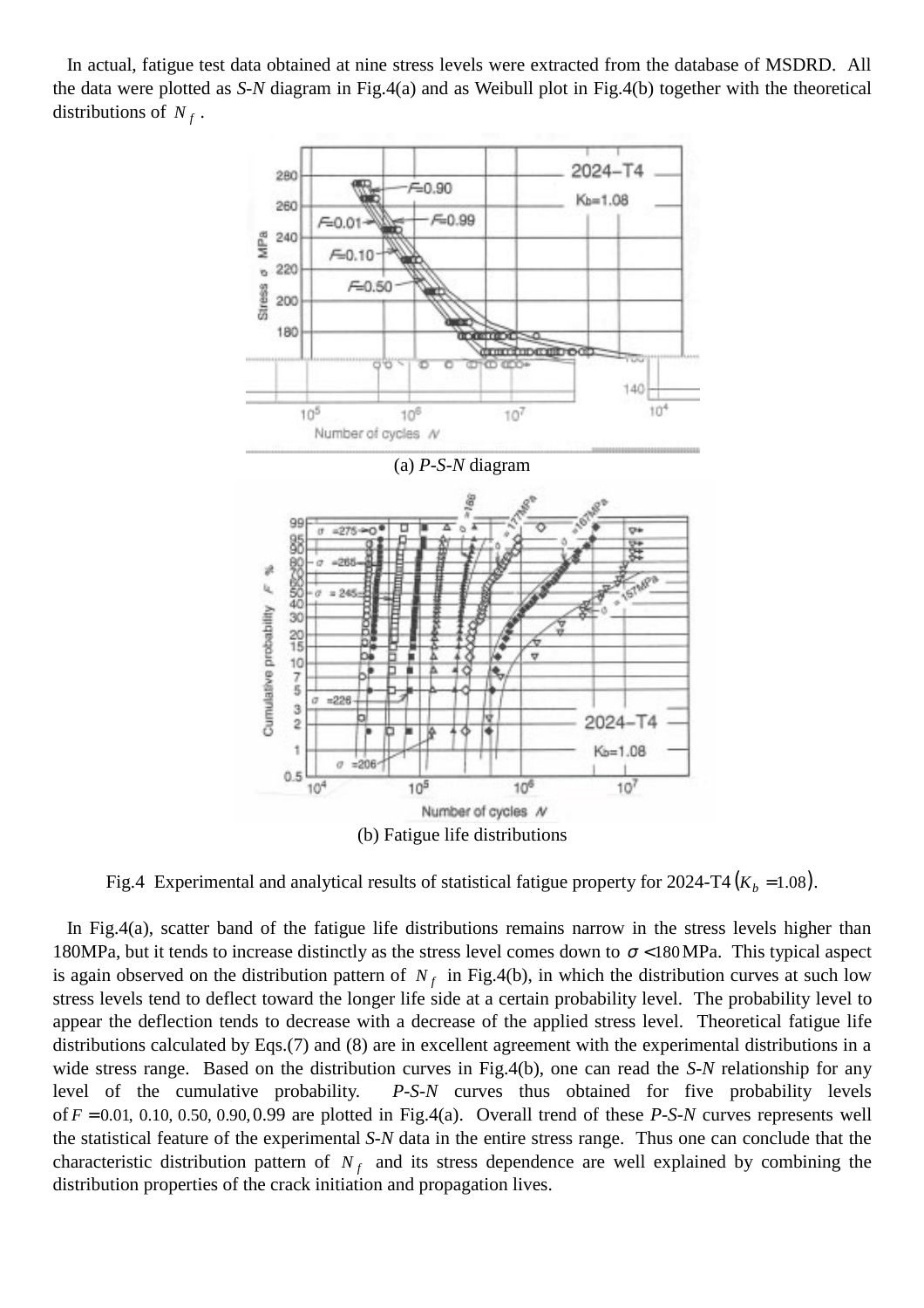In actual, fatigue test data obtained at nine stress levels were extracted from the database of MSDRD. All the data were plotted as *S-N* diagram in Fig.4(a) and as Weibull plot in Fig.4(b) together with the theoretical distributions of $N_f$.

(a) *P-S-N* diagram

(b) Fatigue life distributions

Fig.4 Experimental and analytical results of statistical fatigue property for 2024-T4 $(K_b = 1.08)$.

In Fig.4(a), scatter band of the fatigue life distributions remains narrow in the stress levels higher than 180MPa, but it tends to increase distinctly as the stress level comes down to $\sigma < 180$ MPa. This typical aspect is again observed on the distribution pattern of $N_f$ in Fig.4(b), in which the distribution curves at such low stress levels tend to deflect toward the longer life side at a certain probability level. The probability level to appear the deflection tends to decrease with a decrease of the applied stress level. Theoretical fatigue life distributions calculated by Eqs.(7) and (8) are in excellent agreement with the experimental distributions in a wide stress range. Based on the distribution curves in Fig.4(b), one can read the *S-N* relationship for any level of the cumulative probability. *P-S-N* curves thus obtained for five probability levels of $F = 0.01,\ 0.10,\ 0.50,\ 0.90, 0.99$ are plotted in Fig.4(a). Overall trend of these *P-S-N* curves represents well the statistical feature of the experimental *S-N* data in the entire stress range. Thus one can conclude that the characteristic distribution pattern of $N_f$ and its stress dependence are well explained by combining the distribution properties of the crack initiation and propagation lives.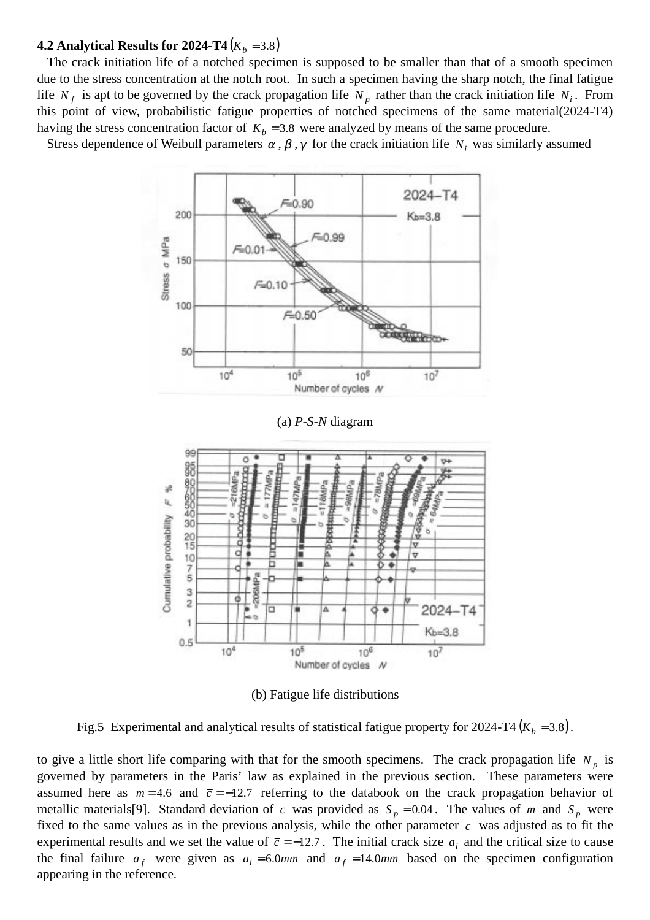### 4.2 Analytical Results for 2024-T4 $(K_b = 3.8)$

The crack initiation life of a notched specimen is supposed to be smaller than that of a smooth specimen due to the stress concentration at the notch root. In such a specimen having the sharp notch, the final fatigue life $N_f$ is apt to be governed by the crack propagation life $N_p$ rather than the crack initiation life $N_i$. From this point of view, probabilistic fatigue properties of notched specimens of the same material(2024-T4) having the stress concentration factor of $K_b = 3.8$ were analyzed by means of the same procedure.

Stress dependence of Weibull parameters $\alpha, \beta, \gamma$ for the crack initiation life $N_i$ was similarly assumed

(a) *P-S-N* diagram

(b) Fatigue life distributions

Fig.5 Experimental and analytical results of statistical fatigue property for 2024-T4 $(K_b = 3.8)$.

to give a little short life comparing with that for the smooth specimens. The crack propagation life $N_p$ is governed by parameters in the Paris' law as explained in the previous section. These parameters were assumed here as $m = 4.6$ and $\bar{c} = -12.7$ referring to the databook on the crack propagation behavior of metallic materials[9]. Standard deviation of $c$ was provided as $S_p = 0.04$. The values of $m$ and $S_p$ were fixed to the same values as in the previous analysis, while the other parameter $\bar{c}$ was adjusted as to fit the experimental results and we set the value of $\bar{c} = -12.7$. The initial crack size $a_i$ and the critical size to cause the final failure $a_f$ were given as $a_i = 6.0mm$ and $a_f = 14.0mm$ based on the specimen configuration appearing in the reference.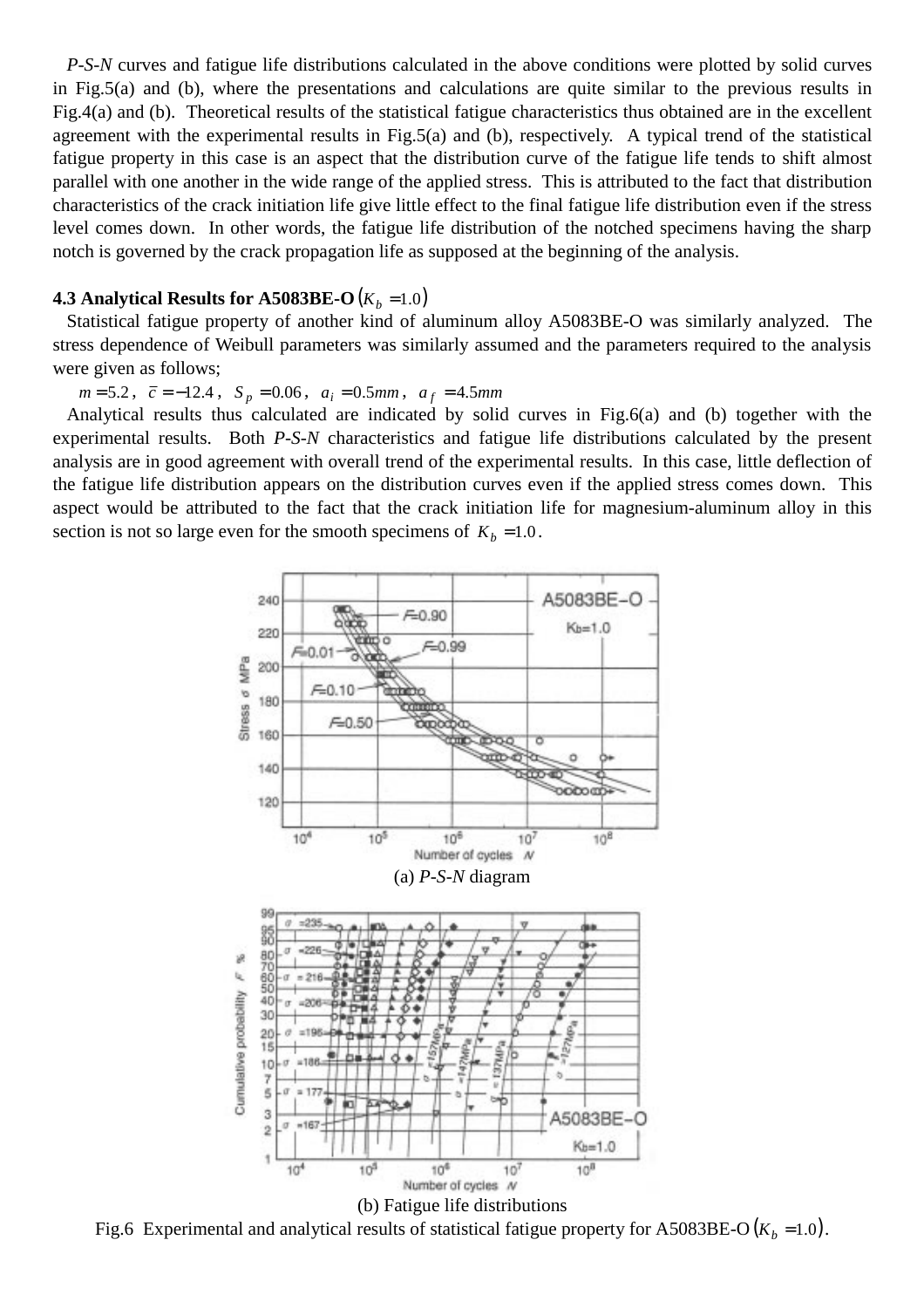*P-S-N* curves and fatigue life distributions calculated in the above conditions were plotted by solid curves in Fig.5(a) and (b), where the presentations and calculations are quite similar to the previous results in Fig.4(a) and (b). Theoretical results of the statistical fatigue characteristics thus obtained are in the excellent agreement with the experimental results in Fig.5(a) and (b), respectively. A typical trend of the statistical fatigue property in this case is an aspect that the distribution curve of the fatigue life tends to shift almost parallel with one another in the wide range of the applied stress. This is attributed to the fact that distribution characteristics of the crack initiation life give little effect to the final fatigue life distribution even if the stress level comes down. In other words, the fatigue life distribution of the notched specimens having the sharp notch is governed by the crack propagation life as supposed at the beginning of the analysis.

### 4.3 Analytical Results for A5083BE-O $(K_b = 1.0)$

Statistical fatigue property of another kind of aluminum alloy A5083BE-O was similarly analyzed. The stress dependence of Weibull parameters was similarly assumed and the parameters required to the analysis were given as follows;

$m = 5.2$, $\bar{c} = -12.4$, $S_p = 0.06$, $a_i = 0.5mm$, $a_f = 4.5mm$

Analytical results thus calculated are indicated by solid curves in Fig.6(a) and (b) together with the experimental results. Both *P-S-N* characteristics and fatigue life distributions calculated by the present analysis are in good agreement with overall trend of the experimental results. In this case, little deflection of the fatigue life distribution appears on the distribution curves even if the applied stress comes down. This aspect would be attributed to the fact that the crack initiation life for magnesium-aluminum alloy in this section is not so large even for the smooth specimens of $K_b = 1.0$.

(a) *P-S-N* diagram

(b) Fatigue life distributions

Fig.6 Experimental and analytical results of statistical fatigue property for A5083BE-O $(K_b = 1.0)$.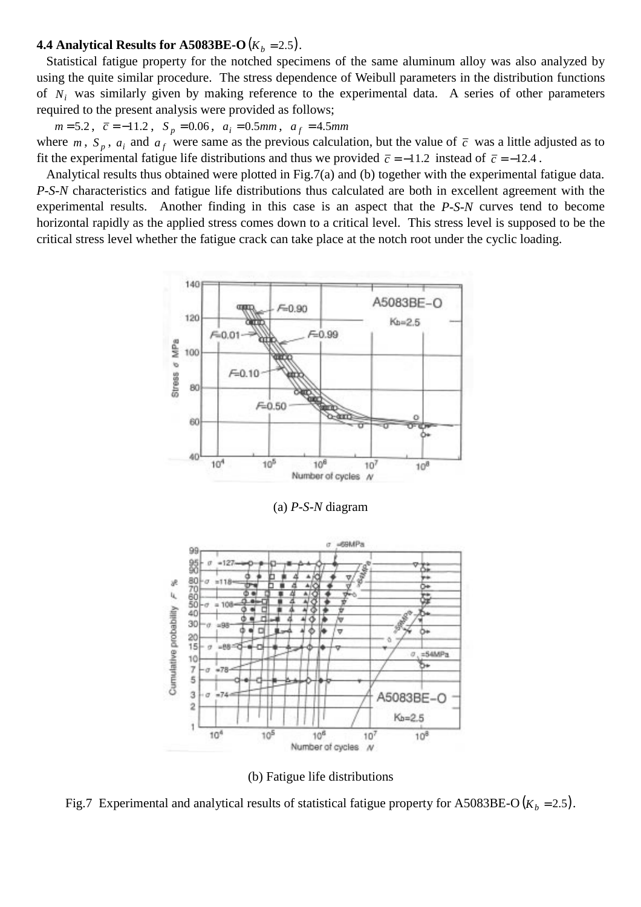### 4.4 Analytical Results for A5083BE-O $(K_b = 2.5)$.

Statistical fatigue property for the notched specimens of the same aluminum alloy was also analyzed by using the quite similar procedure. The stress dependence of Weibull parameters in the distribution functions of $N_i$ was similarly given by making reference to the experimental data. A series of other parameters required to the present analysis were provided as follows;

$m = 5.2$, $\bar{c} = -11.2$, $S_p = 0.06$, $a_i = 0.5mm$, $a_f = 4.5mm$

where $m$, $S_p$, $a_i$ and $a_f$ were same as the previous calculation, but the value of $\bar{c}$ was a little adjusted as to fit the experimental fatigue life distributions and thus we provided $\bar{c} = -11.2$ instead of $\bar{c} = -12.4$.

Analytical results thus obtained were plotted in Fig.7(a) and (b) together with the experimental fatigue data. *P-S-N* characteristics and fatigue life distributions thus calculated are both in excellent agreement with the experimental results. Another finding in this case is an aspect that the *P-S-N* curves tend to become horizontal rapidly as the applied stress comes down to a critical level. This stress level is supposed to be the critical stress level whether the fatigue crack can take place at the notch root under the cyclic loading.

(a) *P-S-N* diagram

(b) Fatigue life distributions

Fig.7 Experimental and analytical results of statistical fatigue property for A5083BE-O $(K_b = 2.5)$.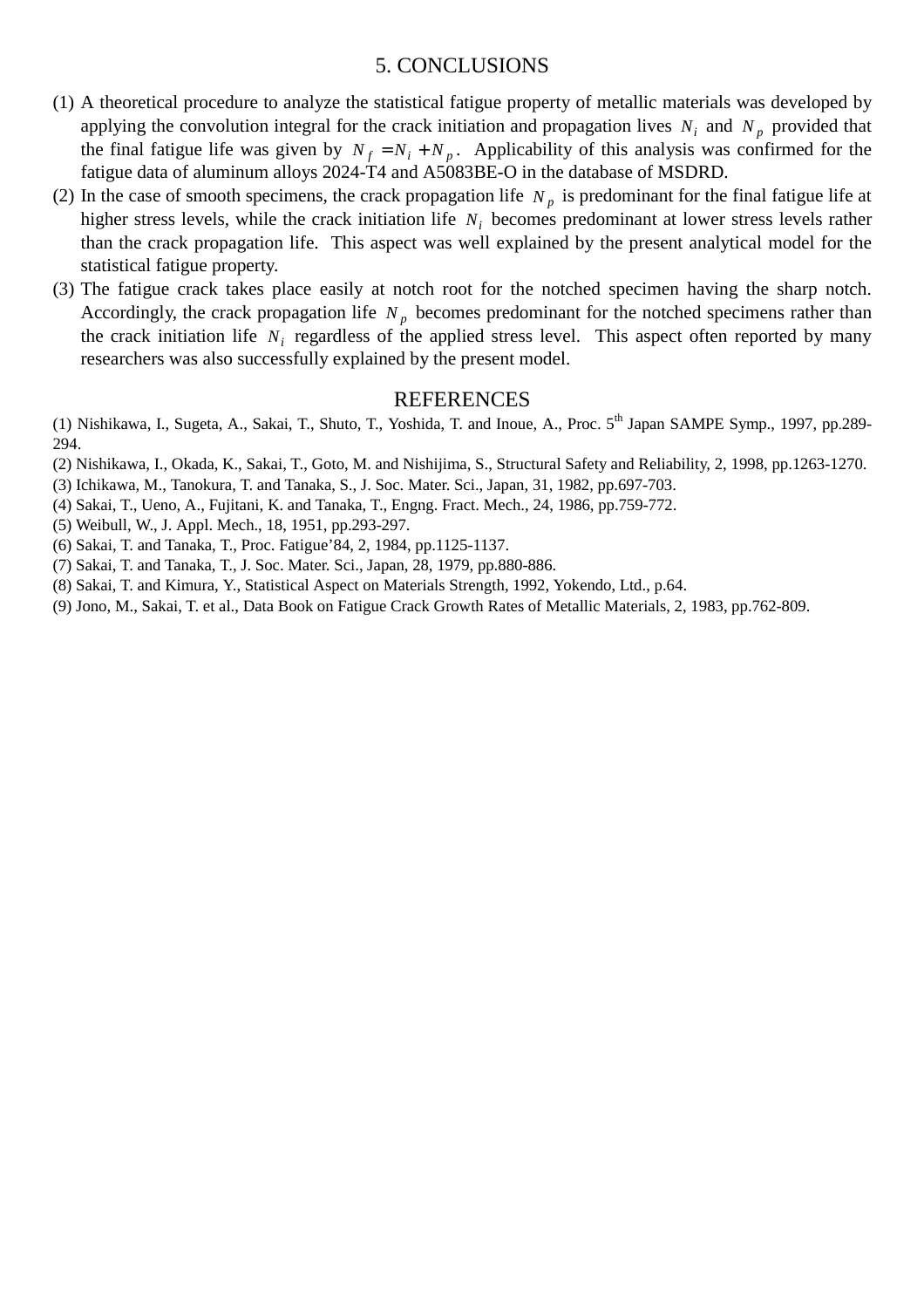## 5. CONCLUSIONS

(1) A theoretical procedure to analyze the statistical fatigue property of metallic materials was developed by applying the convolution integral for the crack initiation and propagation lives $N_i$ and $N_p$ provided that the final fatigue life was given by $N_f = N_i + N_p$. Applicability of this analysis was confirmed for the fatigue data of aluminum alloys 2024-T4 and A5083BE-O in the database of MSDRD.

(2) In the case of smooth specimens, the crack propagation life $N_p$ is predominant for the final fatigue life at higher stress levels, while the crack initiation life $N_i$ becomes predominant at lower stress levels rather than the crack propagation life. This aspect was well explained by the present analytical model for the statistical fatigue property.

(3) The fatigue crack takes place easily at notch root for the notched specimen having the sharp notch. Accordingly, the crack propagation life $N_p$ becomes predominant for the notched specimens rather than the crack initiation life $N_i$ regardless of the applied stress level. This aspect often reported by many researchers was also successfully explained by the present model.

## REFERENCES

(1) Nishikawa, I., Sugeta, A., Sakai, T., Shuto, T., Yoshida, T. and Inoue, A., Proc. 5th Japan SAMPE Symp., 1997, pp.289-294.
(2) Nishikawa, I., Okada, K., Sakai, T., Goto, M. and Nishijima, S., Structural Safety and Reliability, 2, 1998, pp.1263-1270.
(3) Ichikawa, M., Tanokura, T. and Tanaka, S., J. Soc. Mater. Sci., Japan, 31, 1982, pp.697-703.
(4) Sakai, T., Ueno, A., Fujitani, K. and Tanaka, T., Engng. Fract. Mech., 24, 1986, pp.759-772.
(5) Weibull, W., J. Appl. Mech., 18, 1951, pp.293-297.
(6) Sakai, T. and Tanaka, T., Proc. Fatigue'84, 2, 1984, pp.1125-1137.
(7) Sakai, T. and Tanaka, T., J. Soc. Mater. Sci., Japan, 28, 1979, pp.880-886.
(8) Sakai, T. and Kimura, Y., Statistical Aspect on Materials Strength, 1992, Yokendo, Ltd., p.64.
(9) Jono, M., Sakai, T. et al., Data Book on Fatigue Crack Growth Rates of Metallic Materials, 2, 1983, pp.762-809.